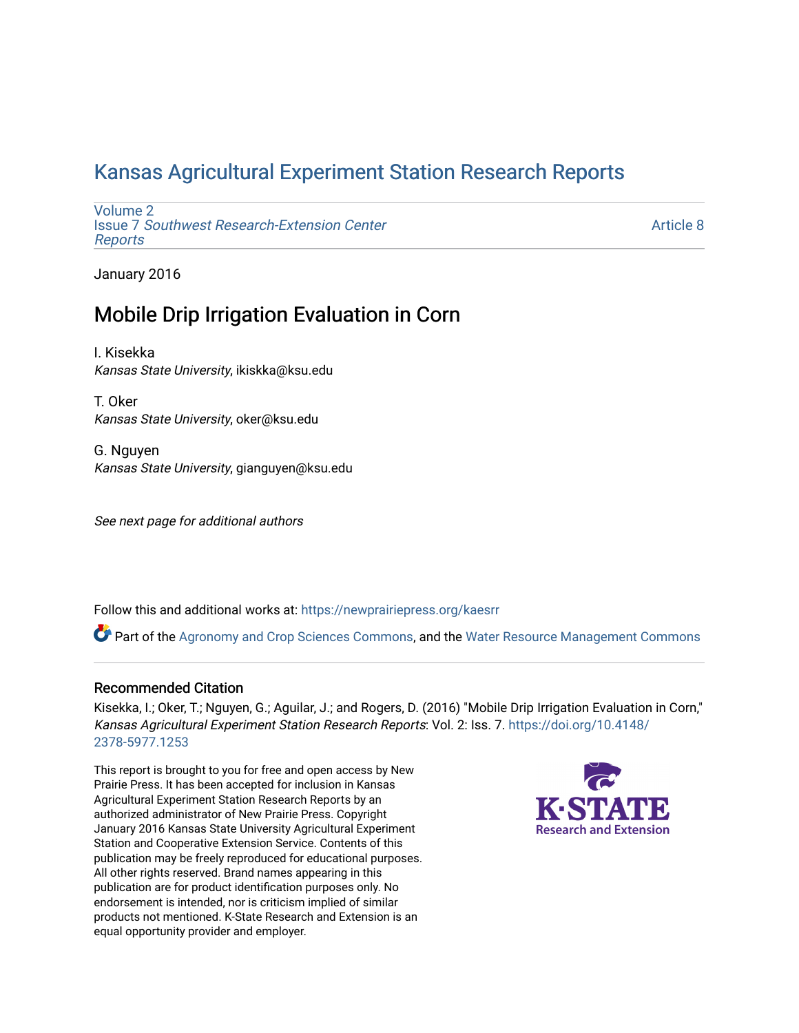# Kansas Agricultural Experiment Station Research Reports

Volume 2
Issue 7 *Southwest Research-Extension Center Reports*

Article 8

January 2016

## Mobile Drip Irrigation Evaluation in Corn

I. Kisekka
*Kansas State University*, ikiskka@ksu.edu

T. Oker
*Kansas State University*, oker@ksu.edu

G. Nguyen
*Kansas State University*, gianguyen@ksu.edu

*See next page for additional authors*

Follow this and additional works at: https://newprairiepress.org/kaesrr

Part of the Agronomy and Crop Sciences Commons, and the Water Resource Management Commons

### Recommended Citation

Kisekka, I.; Oker, T.; Nguyen, G.; Aguilar, J.; and Rogers, D. (2016) "Mobile Drip Irrigation Evaluation in Corn," *Kansas Agricultural Experiment Station Research Reports*: Vol. 2: Iss. 7. https://doi.org/10.4148/2378-5977.1253

This report is brought to you for free and open access by New Prairie Press. It has been accepted for inclusion in Kansas Agricultural Experiment Station Research Reports by an authorized administrator of New Prairie Press. Copyright January 2016 Kansas State University Agricultural Experiment Station and Cooperative Extension Service. Contents of this publication may be freely reproduced for educational purposes. All other rights reserved. Brand names appearing in this publication are for product identification purposes only. No endorsement is intended, nor is criticism implied of similar products not mentioned. K-State Research and Extension is an equal opportunity provider and employer.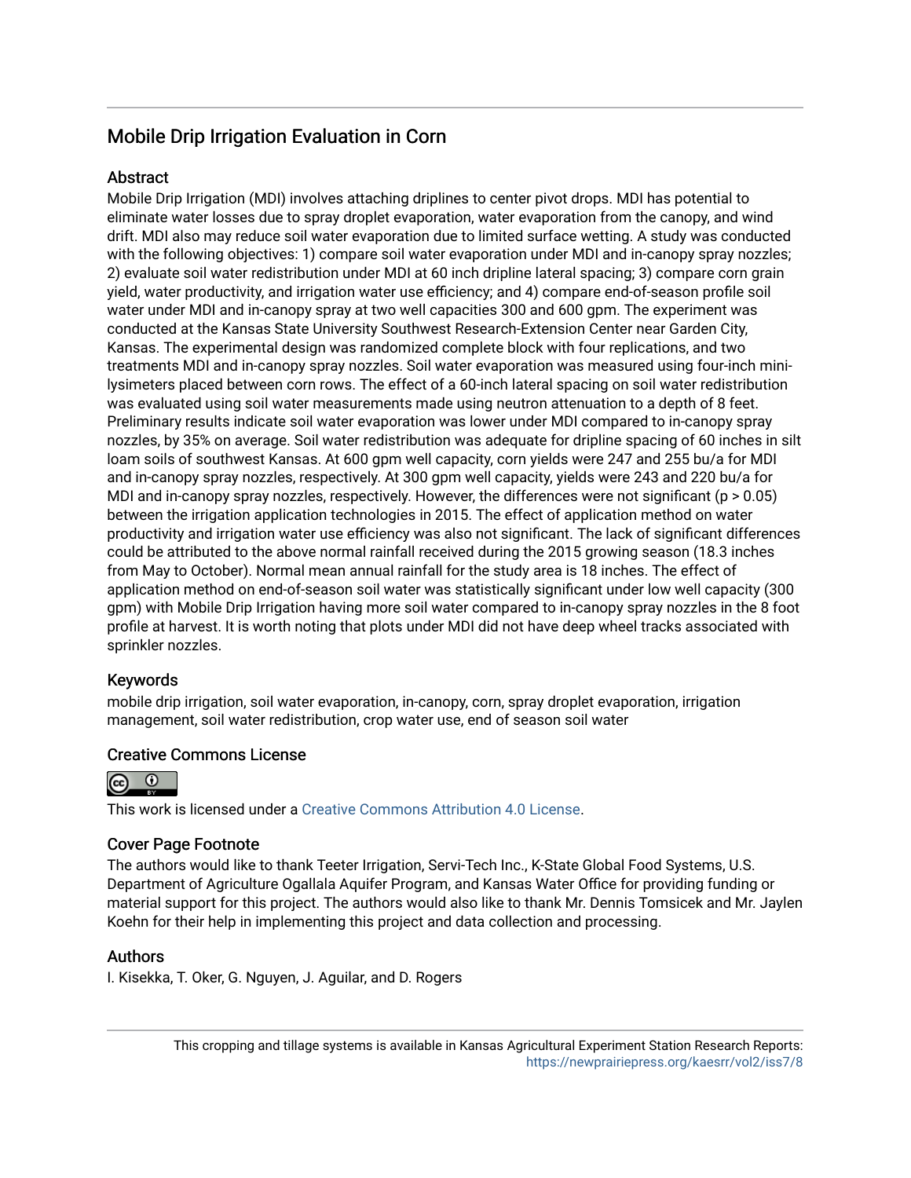# Mobile Drip Irrigation Evaluation in Corn

## Abstract

Mobile Drip Irrigation (MDI) involves attaching driplines to center pivot drops. MDI has potential to eliminate water losses due to spray droplet evaporation, water evaporation from the canopy, and wind drift. MDI also may reduce soil water evaporation due to limited surface wetting. A study was conducted with the following objectives: 1) compare soil water evaporation under MDI and in-canopy spray nozzles; 2) evaluate soil water redistribution under MDI at 60 inch dripline lateral spacing; 3) compare corn grain yield, water productivity, and irrigation water use efficiency; and 4) compare end-of-season profile soil water under MDI and in-canopy spray at two well capacities 300 and 600 gpm. The experiment was conducted at the Kansas State University Southwest Research-Extension Center near Garden City, Kansas. The experimental design was randomized complete block with four replications, and two treatments MDI and in-canopy spray nozzles. Soil water evaporation was measured using four-inch mini-lysimeters placed between corn rows. The effect of a 60-inch lateral spacing on soil water redistribution was evaluated using soil water measurements made using neutron attenuation to a depth of 8 feet. Preliminary results indicate soil water evaporation was lower under MDI compared to in-canopy spray nozzles, by 35% on average. Soil water redistribution was adequate for dripline spacing of 60 inches in silt loam soils of southwest Kansas. At 600 gpm well capacity, corn yields were 247 and 255 bu/a for MDI and in-canopy spray nozzles, respectively. At 300 gpm well capacity, yields were 243 and 220 bu/a for MDI and in-canopy spray nozzles, respectively. However, the differences were not significant ($p > 0.05$) between the irrigation application technologies in 2015. The effect of application method on water productivity and irrigation water use efficiency was also not significant. The lack of significant differences could be attributed to the above normal rainfall received during the 2015 growing season (18.3 inches from May to October). Normal mean annual rainfall for the study area is 18 inches. The effect of application method on end-of-season soil water was statistically significant under low well capacity (300 gpm) with Mobile Drip Irrigation having more soil water compared to in-canopy spray nozzles in the 8 foot profile at harvest. It is worth noting that plots under MDI did not have deep wheel tracks associated with sprinkler nozzles.

## Keywords

mobile drip irrigation, soil water evaporation, in-canopy, corn, spray droplet evaporation, irrigation management, soil water redistribution, crop water use, end of season soil water

## Creative Commons License

This work is licensed under a Creative Commons Attribution 4.0 License.

## Cover Page Footnote

The authors would like to thank Teeter Irrigation, Servi-Tech Inc., K-State Global Food Systems, U.S. Department of Agriculture Ogallala Aquifer Program, and Kansas Water Office for providing funding or material support for this project. The authors would also like to thank Mr. Dennis Tomsicek and Mr. Jaylen Koehn for their help in implementing this project and data collection and processing.

## Authors

I. Kisekka, T. Oker, G. Nguyen, J. Aguilar, and D. Rogers

This cropping and tillage systems is available in Kansas Agricultural Experiment Station Research Reports: https://newprairiepress.org/kaesrr/vol2/iss7/8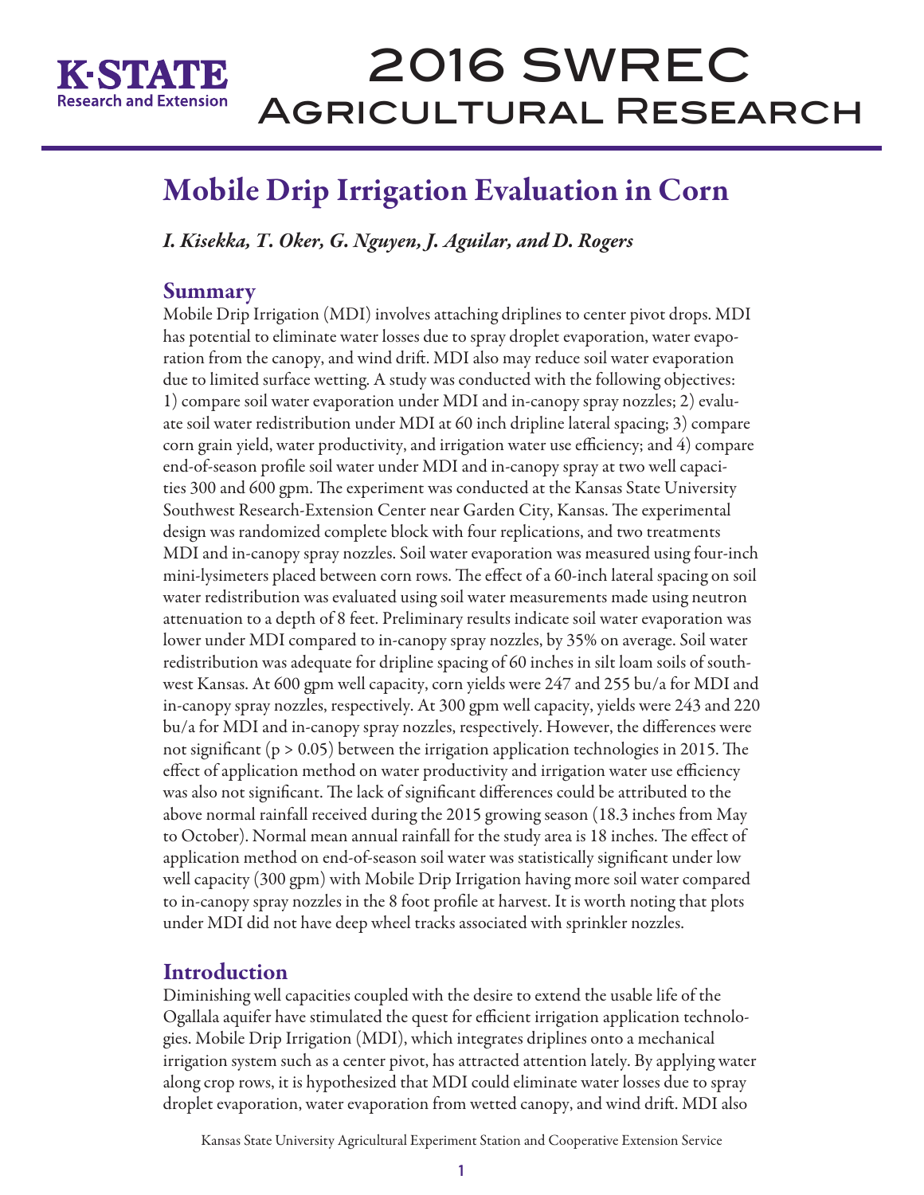# Mobile Drip Irrigation Evaluation in Corn

*I. Kisekka, T. Oker, G. Nguyen, J. Aguilar, and D. Rogers*

## Summary

Mobile Drip Irrigation (MDI) involves attaching driplines to center pivot drops. MDI has potential to eliminate water losses due to spray droplet evaporation, water evaporation from the canopy, and wind drift. MDI also may reduce soil water evaporation due to limited surface wetting. A study was conducted with the following objectives: 1) compare soil water evaporation under MDI and in-canopy spray nozzles; 2) evaluate soil water redistribution under MDI at 60 inch dripline lateral spacing; 3) compare corn grain yield, water productivity, and irrigation water use efficiency; and 4) compare end-of-season profile soil water under MDI and in-canopy spray at two well capacities 300 and 600 gpm. The experiment was conducted at the Kansas State University Southwest Research-Extension Center near Garden City, Kansas. The experimental design was randomized complete block with four replications, and two treatments MDI and in-canopy spray nozzles. Soil water evaporation was measured using four-inch mini-lysimeters placed between corn rows. The effect of a 60-inch lateral spacing on soil water redistribution was evaluated using soil water measurements made using neutron attenuation to a depth of 8 feet. Preliminary results indicate soil water evaporation was lower under MDI compared to in-canopy spray nozzles, by 35% on average. Soil water redistribution was adequate for dripline spacing of 60 inches in silt loam soils of southwest Kansas. At 600 gpm well capacity, corn yields were 247 and 255 bu/a for MDI and in-canopy spray nozzles, respectively. At 300 gpm well capacity, yields were 243 and 220 bu/a for MDI and in-canopy spray nozzles, respectively. However, the differences were not significant ($p > 0.05$) between the irrigation application technologies in 2015. The effect of application method on water productivity and irrigation water use efficiency was also not significant. The lack of significant differences could be attributed to the above normal rainfall received during the 2015 growing season (18.3 inches from May to October). Normal mean annual rainfall for the study area is 18 inches. The effect of application method on end-of-season soil water was statistically significant under low well capacity (300 gpm) with Mobile Drip Irrigation having more soil water compared to in-canopy spray nozzles in the 8 foot profile at harvest. It is worth noting that plots under MDI did not have deep wheel tracks associated with sprinkler nozzles.

## Introduction

Diminishing well capacities coupled with the desire to extend the usable life of the Ogallala aquifer have stimulated the quest for efficient irrigation application technologies. Mobile Drip Irrigation (MDI), which integrates driplines onto a mechanical irrigation system such as a center pivot, has attracted attention lately. By applying water along crop rows, it is hypothesized that MDI could eliminate water losses due to spray droplet evaporation, water evaporation from wetted canopy, and wind drift. MDI also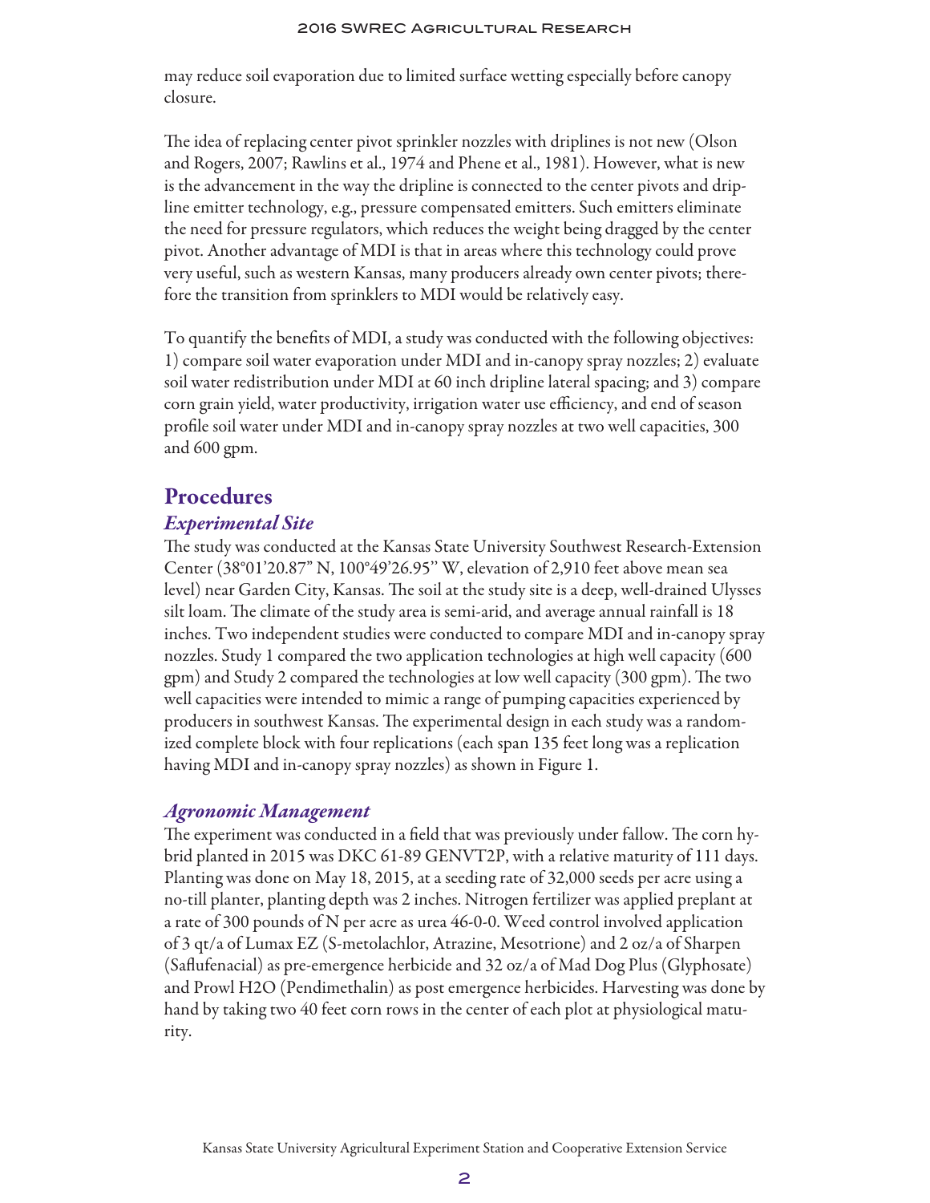may reduce soil evaporation due to limited surface wetting especially before canopy closure.

The idea of replacing center pivot sprinkler nozzles with driplines is not new (Olson and Rogers, 2007; Rawlins et al., 1974 and Phene et al., 1981). However, what is new is the advancement in the way the dripline is connected to the center pivots and dripline emitter technology, e.g., pressure compensated emitters. Such emitters eliminate the need for pressure regulators, which reduces the weight being dragged by the center pivot. Another advantage of MDI is that in areas where this technology could prove very useful, such as western Kansas, many producers already own center pivots; therefore the transition from sprinklers to MDI would be relatively easy.

To quantify the benefits of MDI, a study was conducted with the following objectives: 1) compare soil water evaporation under MDI and in-canopy spray nozzles; 2) evaluate soil water redistribution under MDI at 60 inch dripline lateral spacing; and 3) compare corn grain yield, water productivity, irrigation water use efficiency, and end of season profile soil water under MDI and in-canopy spray nozzles at two well capacities, 300 and 600 gpm.

## Procedures

### *Experimental Site*

The study was conducted at the Kansas State University Southwest Research-Extension Center (38°01'20.87" N, 100°49'26.95" W, elevation of 2,910 feet above mean sea level) near Garden City, Kansas. The soil at the study site is a deep, well-drained Ulysses silt loam. The climate of the study area is semi-arid, and average annual rainfall is 18 inches. Two independent studies were conducted to compare MDI and in-canopy spray nozzles. Study 1 compared the two application technologies at high well capacity (600 gpm) and Study 2 compared the technologies at low well capacity (300 gpm). The two well capacities were intended to mimic a range of pumping capacities experienced by producers in southwest Kansas. The experimental design in each study was a randomized complete block with four replications (each span 135 feet long was a replication having MDI and in-canopy spray nozzles) as shown in Figure 1.

### *Agronomic Management*

The experiment was conducted in a field that was previously under fallow. The corn hybrid planted in 2015 was DKC 61-89 GENVT2P, with a relative maturity of 111 days. Planting was done on May 18, 2015, at a seeding rate of 32,000 seeds per acre using a no-till planter, planting depth was 2 inches. Nitrogen fertilizer was applied preplant at a rate of 300 pounds of N per acre as urea 46-0-0. Weed control involved application of 3 qt/a of Lumax EZ (S-metolachlor, Atrazine, Mesotrione) and 2 oz/a of Sharpen (Saflufenacial) as pre-emergence herbicide and 32 oz/a of Mad Dog Plus (Glyphosate) and Prowl H2O (Pendimethalin) as post emergence herbicides. Harvesting was done by hand by taking two 40 feet corn rows in the center of each plot at physiological maturity.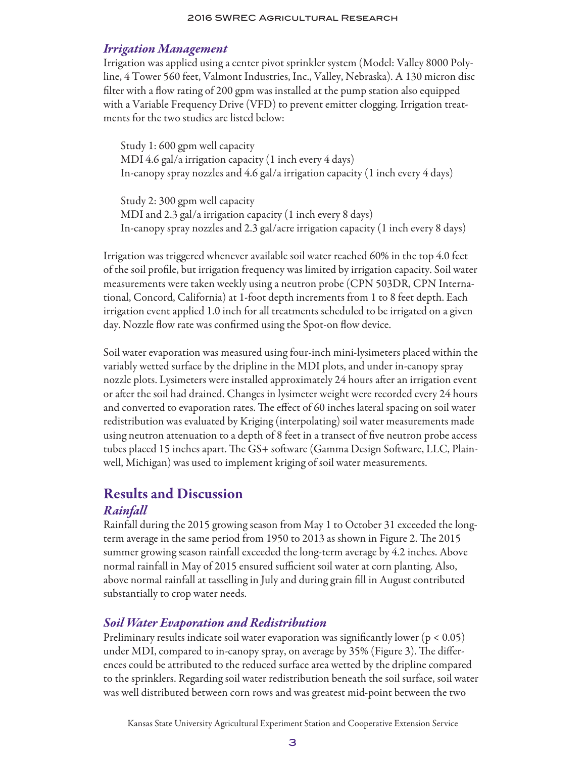### *Irrigation Management*

Irrigation was applied using a center pivot sprinkler system (Model: Valley 8000 Polyline, 4 Tower 560 feet, Valmont Industries, Inc., Valley, Nebraska). A 130 micron disc filter with a flow rating of 200 gpm was installed at the pump station also equipped with a Variable Frequency Drive (VFD) to prevent emitter clogging. Irrigation treatments for the two studies are listed below:

Study 1: 600 gpm well capacity
MDI 4.6 gal/a irrigation capacity (1 inch every 4 days)
In-canopy spray nozzles and 4.6 gal/a irrigation capacity (1 inch every 4 days)

Study 2: 300 gpm well capacity
MDI and 2.3 gal/a irrigation capacity (1 inch every 8 days)
In-canopy spray nozzles and 2.3 gal/acre irrigation capacity (1 inch every 8 days)

Irrigation was triggered whenever available soil water reached 60% in the top 4.0 feet of the soil profile, but irrigation frequency was limited by irrigation capacity. Soil water measurements were taken weekly using a neutron probe (CPN 503DR, CPN International, Concord, California) at 1-foot depth increments from 1 to 8 feet depth. Each irrigation event applied 1.0 inch for all treatments scheduled to be irrigated on a given day. Nozzle flow rate was confirmed using the Spot-on flow device.

Soil water evaporation was measured using four-inch mini-lysimeters placed within the variably wetted surface by the dripline in the MDI plots, and under in-canopy spray nozzle plots. Lysimeters were installed approximately 24 hours after an irrigation event or after the soil had drained. Changes in lysimeter weight were recorded every 24 hours and converted to evaporation rates. The effect of 60 inches lateral spacing on soil water redistribution was evaluated by Kriging (interpolating) soil water measurements made using neutron attenuation to a depth of 8 feet in a transect of five neutron probe access tubes placed 15 inches apart. The GS+ software (Gamma Design Software, LLC, Plainwell, Michigan) was used to implement kriging of soil water measurements.

## Results and Discussion

### *Rainfall*

Rainfall during the 2015 growing season from May 1 to October 31 exceeded the long-term average in the same period from 1950 to 2013 as shown in Figure 2. The 2015 summer growing season rainfall exceeded the long-term average by 4.2 inches. Above normal rainfall in May of 2015 ensured sufficient soil water at corn planting. Also, above normal rainfall at tasselling in July and during grain fill in August contributed substantially to crop water needs.

### *Soil Water Evaporation and Redistribution*

Preliminary results indicate soil water evaporation was significantly lower ($p < 0.05$) under MDI, compared to in-canopy spray, on average by 35% (Figure 3). The differences could be attributed to the reduced surface area wetted by the dripline compared to the sprinklers. Regarding soil water redistribution beneath the soil surface, soil water was well distributed between corn rows and was greatest mid-point between the two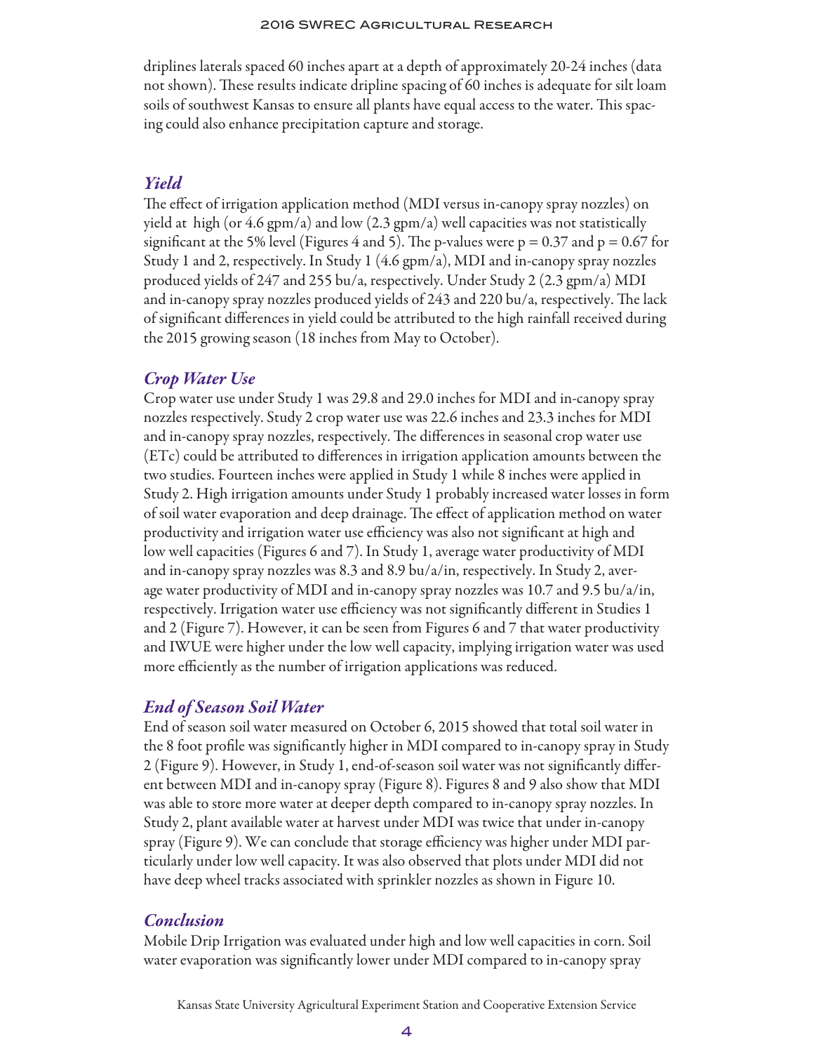driplines laterals spaced 60 inches apart at a depth of approximately 20-24 inches (data not shown). These results indicate dripline spacing of 60 inches is adequate for silt loam soils of southwest Kansas to ensure all plants have equal access to the water. This spacing could also enhance precipitation capture and storage.

### *Yield*

The effect of irrigation application method (MDI versus in-canopy spray nozzles) on yield at high (or 4.6 gpm/a) and low (2.3 gpm/a) well capacities was not statistically significant at the 5% level (Figures 4 and 5). The p-values were $p = 0.37$ and $p = 0.67$ for Study 1 and 2, respectively. In Study 1 (4.6 gpm/a), MDI and in-canopy spray nozzles produced yields of 247 and 255 bu/a, respectively. Under Study 2 (2.3 gpm/a) MDI and in-canopy spray nozzles produced yields of 243 and 220 bu/a, respectively. The lack of significant differences in yield could be attributed to the high rainfall received during the 2015 growing season (18 inches from May to October).

### *Crop Water Use*

Crop water use under Study 1 was 29.8 and 29.0 inches for MDI and in-canopy spray nozzles respectively. Study 2 crop water use was 22.6 inches and 23.3 inches for MDI and in-canopy spray nozzles, respectively. The differences in seasonal crop water use (ETc) could be attributed to differences in irrigation application amounts between the two studies. Fourteen inches were applied in Study 1 while 8 inches were applied in Study 2. High irrigation amounts under Study 1 probably increased water losses in form of soil water evaporation and deep drainage. The effect of application method on water productivity and irrigation water use efficiency was also not significant at high and low well capacities (Figures 6 and 7). In Study 1, average water productivity of MDI and in-canopy spray nozzles was 8.3 and 8.9 bu/a/in, respectively. In Study 2, average water productivity of MDI and in-canopy spray nozzles was 10.7 and 9.5 bu/a/in, respectively. Irrigation water use efficiency was not significantly different in Studies 1 and 2 (Figure 7). However, it can be seen from Figures 6 and 7 that water productivity and IWUE were higher under the low well capacity, implying irrigation water was used more efficiently as the number of irrigation applications was reduced.

### *End of Season Soil Water*

End of season soil water measured on October 6, 2015 showed that total soil water in the 8 foot profile was significantly higher in MDI compared to in-canopy spray in Study 2 (Figure 9). However, in Study 1, end-of-season soil water was not significantly different between MDI and in-canopy spray (Figure 8). Figures 8 and 9 also show that MDI was able to store more water at deeper depth compared to in-canopy spray nozzles. In Study 2, plant available water at harvest under MDI was twice that under in-canopy spray (Figure 9). We can conclude that storage efficiency was higher under MDI particularly under low well capacity. It was also observed that plots under MDI did not have deep wheel tracks associated with sprinkler nozzles as shown in Figure 10.

### *Conclusion*

Mobile Drip Irrigation was evaluated under high and low well capacities in corn. Soil water evaporation was significantly lower under MDI compared to in-canopy spray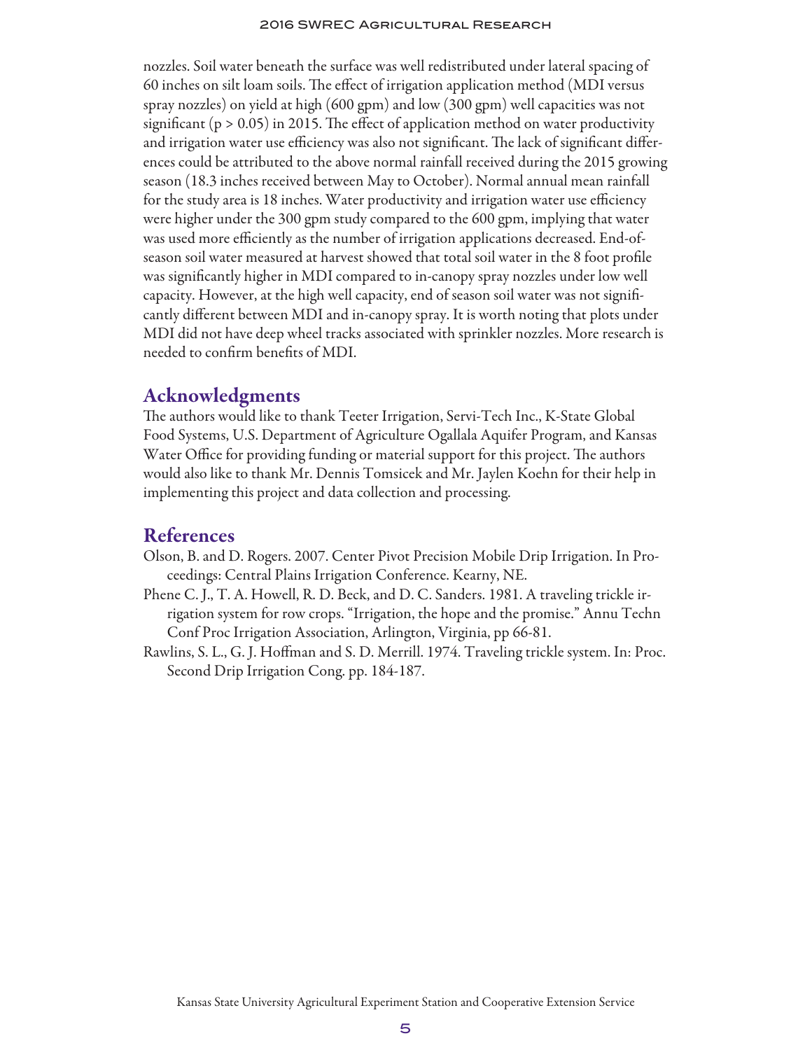nozzles. Soil water beneath the surface was well redistributed under lateral spacing of 60 inches on silt loam soils. The effect of irrigation application method (MDI versus spray nozzles) on yield at high (600 gpm) and low (300 gpm) well capacities was not significant ($p > 0.05$) in 2015. The effect of application method on water productivity and irrigation water use efficiency was also not significant. The lack of significant differences could be attributed to the above normal rainfall received during the 2015 growing season (18.3 inches received between May to October). Normal annual mean rainfall for the study area is 18 inches. Water productivity and irrigation water use efficiency were higher under the 300 gpm study compared to the 600 gpm, implying that water was used more efficiently as the number of irrigation applications decreased. End-of-season soil water measured at harvest showed that total soil water in the 8 foot profile was significantly higher in MDI compared to in-canopy spray nozzles under low well capacity. However, at the high well capacity, end of season soil water was not significantly different between MDI and in-canopy spray. It is worth noting that plots under MDI did not have deep wheel tracks associated with sprinkler nozzles. More research is needed to confirm benefits of MDI.

## Acknowledgments

The authors would like to thank Teeter Irrigation, Servi-Tech Inc., K-State Global Food Systems, U.S. Department of Agriculture Ogallala Aquifer Program, and Kansas Water Office for providing funding or material support for this project. The authors would also like to thank Mr. Dennis Tomsicek and Mr. Jaylen Koehn for their help in implementing this project and data collection and processing.

## References

Olson, B. and D. Rogers. 2007. Center Pivot Precision Mobile Drip Irrigation. In Proceedings: Central Plains Irrigation Conference. Kearny, NE.

Phene C. J., T. A. Howell, R. D. Beck, and D. C. Sanders. 1981. A traveling trickle irrigation system for row crops. "Irrigation, the hope and the promise." Annu Techn Conf Proc Irrigation Association, Arlington, Virginia, pp 66-81.

Rawlins, S. L., G. J. Hoffman and S. D. Merrill. 1974. Traveling trickle system. In: Proc. Second Drip Irrigation Cong. pp. 184-187.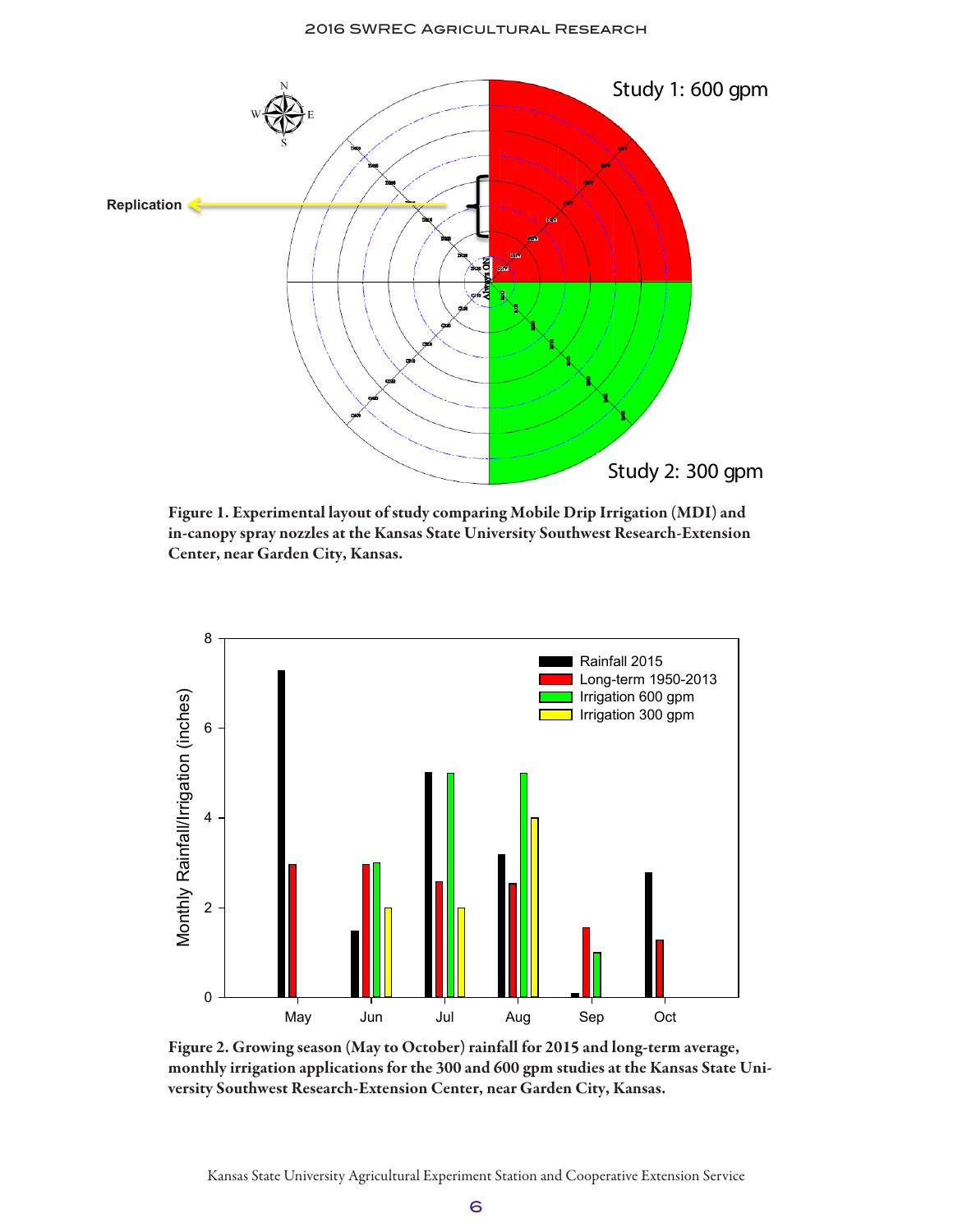Figure 1. Experimental layout of study comparing Mobile Drip Irrigation (MDI) and in-canopy spray nozzles at the Kansas State University Southwest Research-Extension Center, near Garden City, Kansas.

Figure 2. Growing season (May to October) rainfall for 2015 and long-term average, monthly irrigation applications for the 300 and 600 gpm studies at the Kansas State University Southwest Research-Extension Center, near Garden City, Kansas.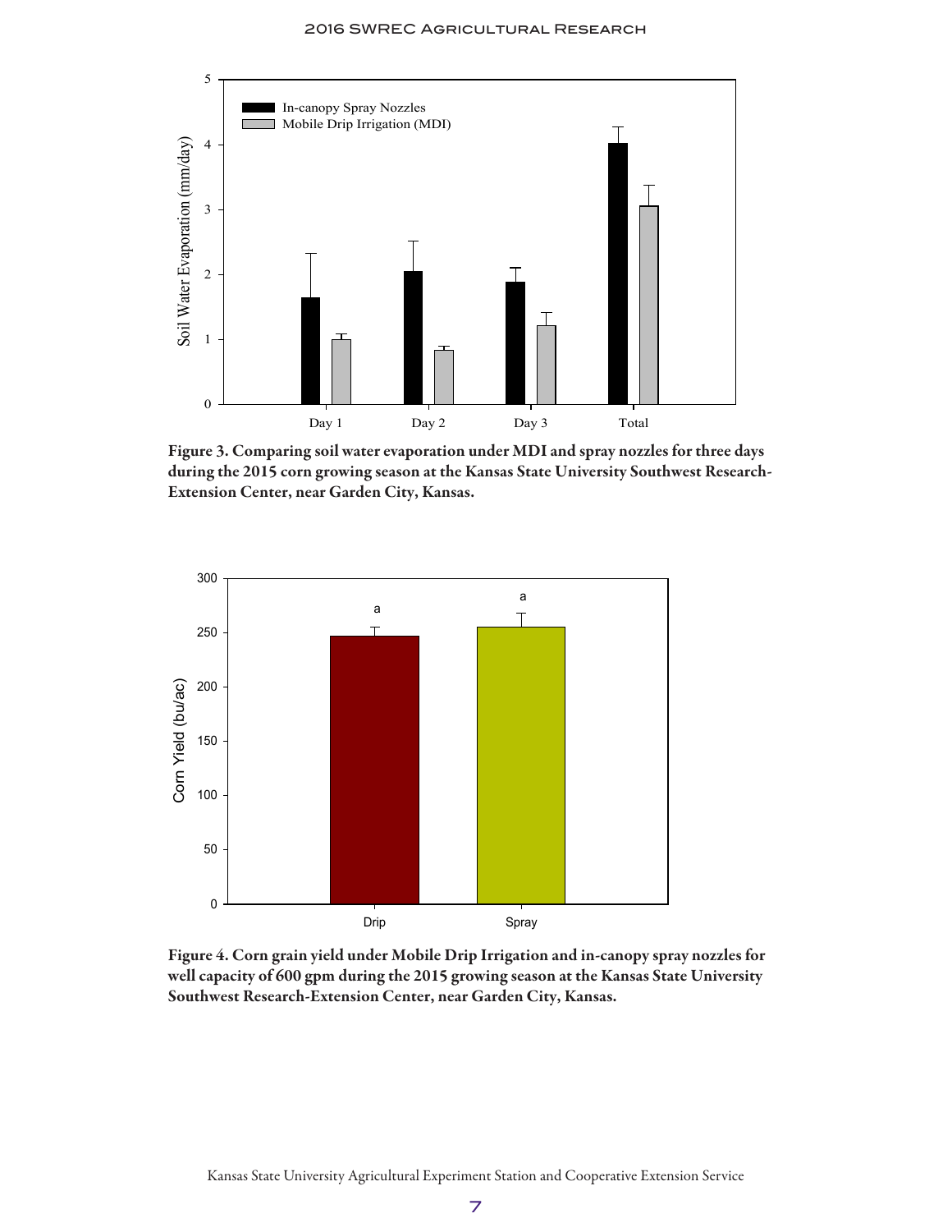Figure 3. Comparing soil water evaporation under MDI and spray nozzles for three days during the 2015 corn growing season at the Kansas State University Southwest Research-Extension Center, near Garden City, Kansas.

Figure 4. Corn grain yield under Mobile Drip Irrigation and in-canopy spray nozzles for well capacity of 600 gpm during the 2015 growing season at the Kansas State University Southwest Research-Extension Center, near Garden City, Kansas.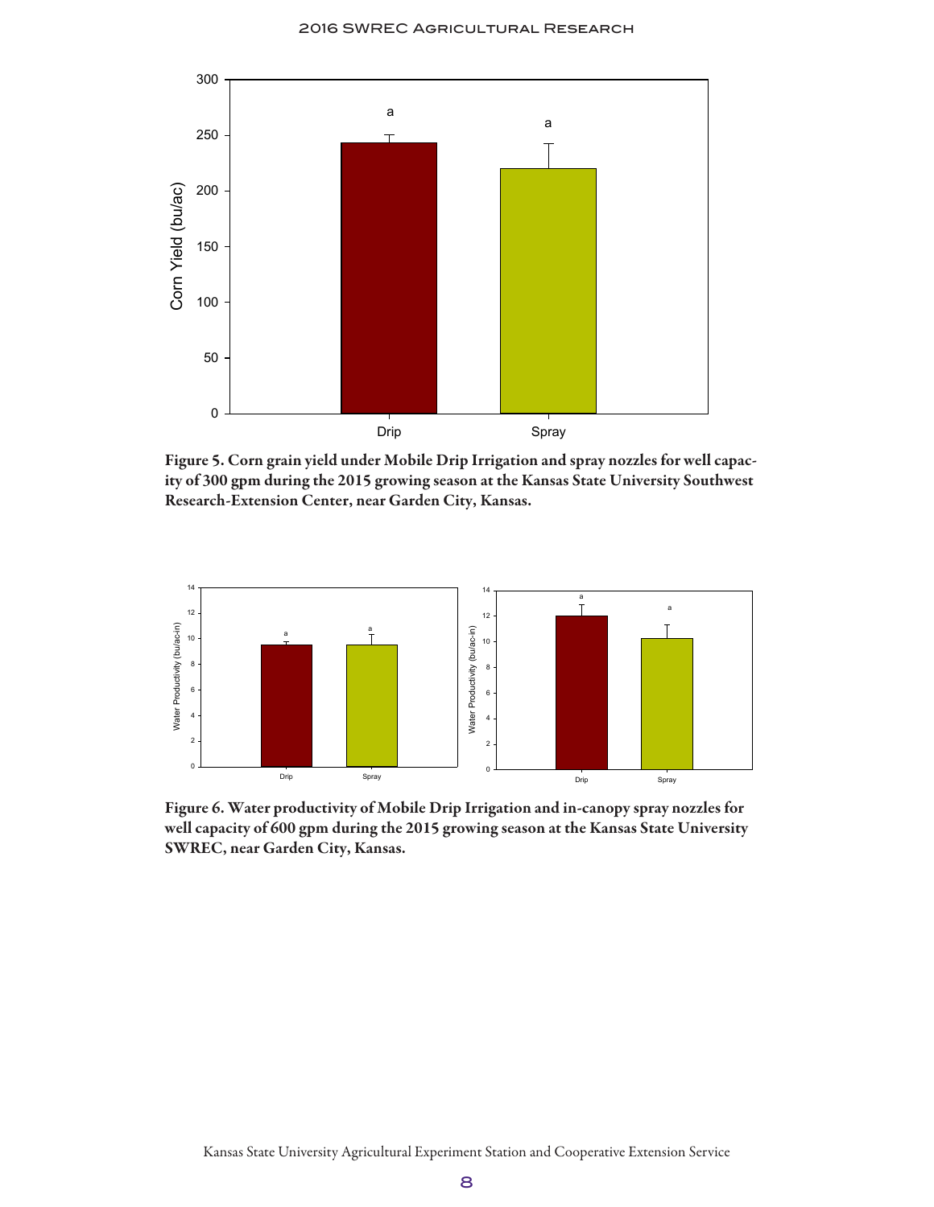Figure 5. Corn grain yield under Mobile Drip Irrigation and spray nozzles for well capacity of 300 gpm during the 2015 growing season at the Kansas State University Southwest Research-Extension Center, near Garden City, Kansas.

Figure 6. Water productivity of Mobile Drip Irrigation and in-canopy spray nozzles for well capacity of 600 gpm during the 2015 growing season at the Kansas State University SWREC, near Garden City, Kansas.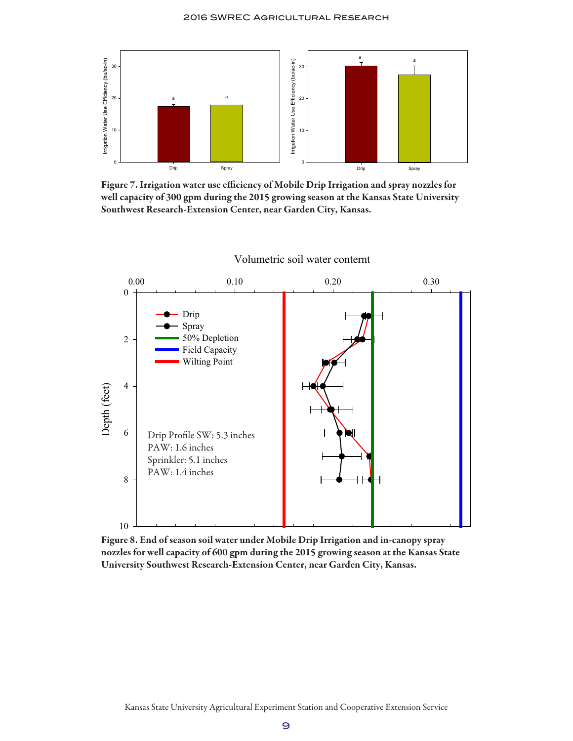**Figure 7. Irrigation water use efficiency of Mobile Drip Irrigation and spray nozzles for well capacity of 300 gpm during the 2015 growing season at the Kansas State University Southwest Research-Extension Center, near Garden City, Kansas.**

**Figure 8. End of season soil water under Mobile Drip Irrigation and in-canopy spray nozzles for well capacity of 600 gpm during the 2015 growing season at the Kansas State University Southwest Research-Extension Center, near Garden City, Kansas.**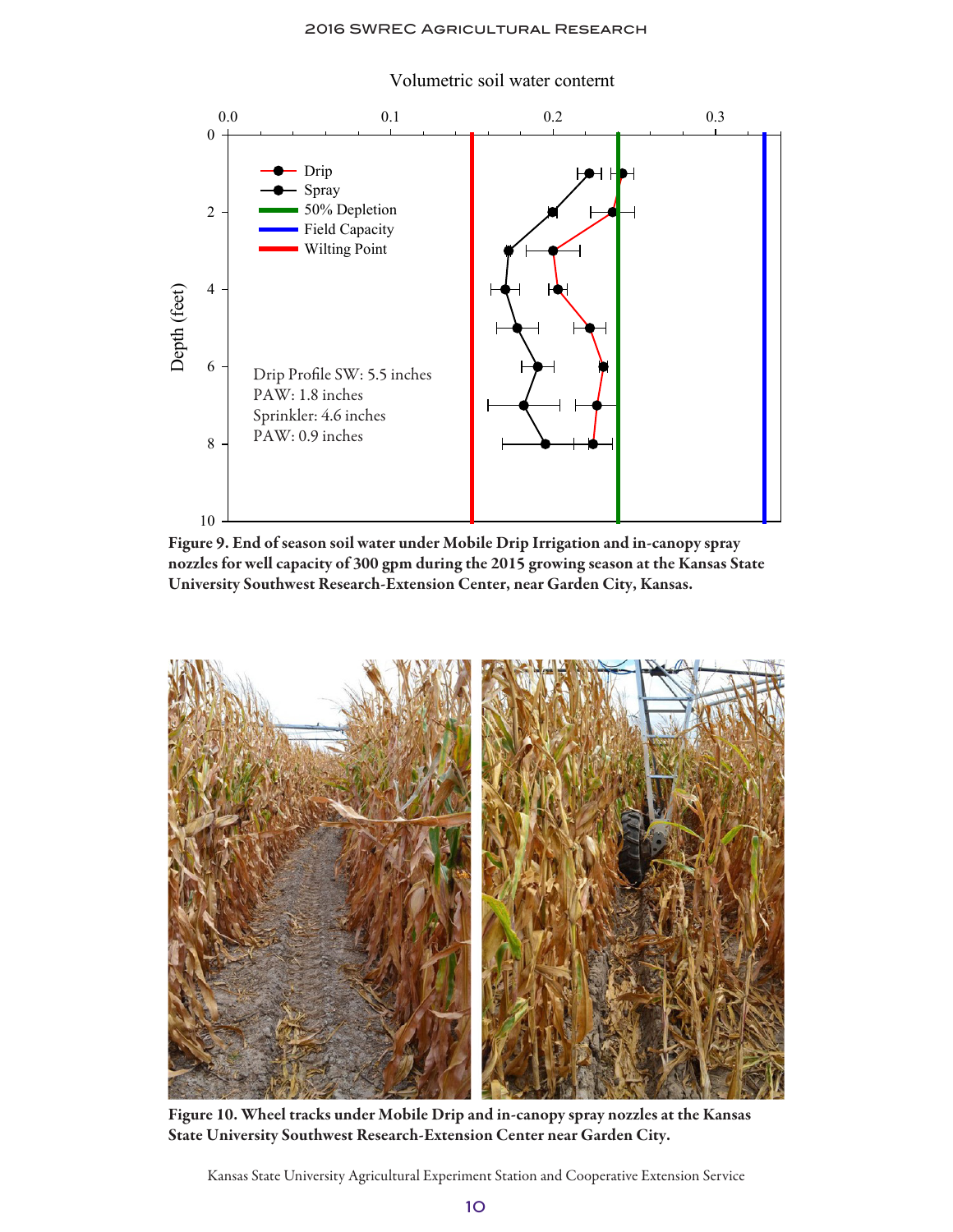Volumetric soil water conternt

0.0
0.1
0.2
0.3

0
2
4
6
8
10

Depth (feet)

Drip
Spray
50% Depletion
Field Capacity
Wilting Point

Drip Profile SW: 5.5 inches
PAW: 1.8 inches
Sprinkler: 4.6 inches
PAW: 0.9 inches

**Figure 9. End of season soil water under Mobile Drip Irrigation and in-canopy spray nozzles for well capacity of 300 gpm during the 2015 growing season at the Kansas State University Southwest Research-Extension Center, near Garden City, Kansas.**

**Figure 10. Wheel tracks under Mobile Drip and in-canopy spray nozzles at the Kansas State University Southwest Research-Extension Center near Garden City.**